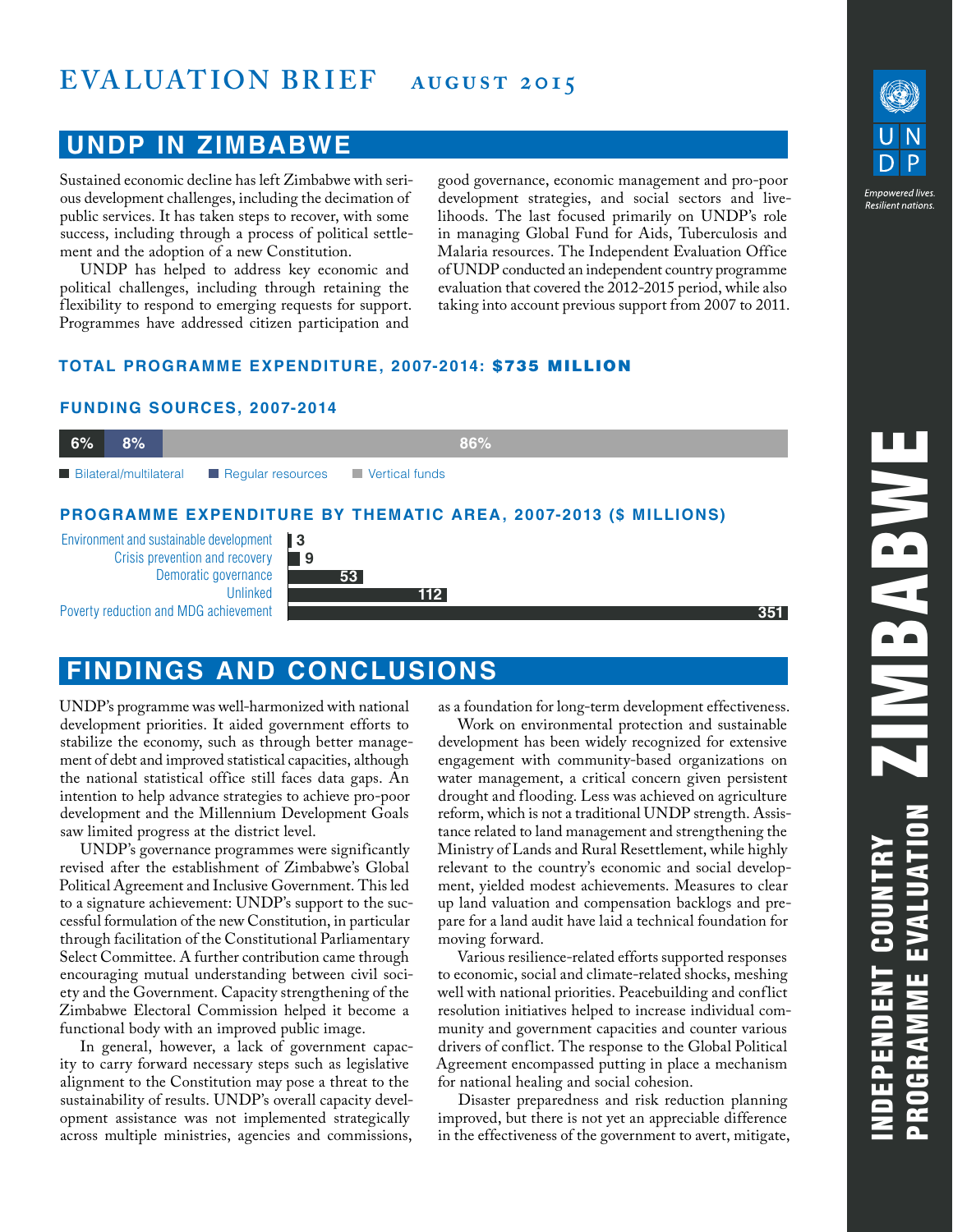# EVALUATION BRIEF AUGUST 2015

## UNDP IN ZIMBABWE

Sustained economic decline has left Zimbabwe with serious development challenges, including the decimation of public services. It has taken steps to recover, with some success, including through a process of political settlement and the adoption of a new Constitution.

UNDP has helped to address key economic and political challenges, including through retaining the flexibility to respond to emerging requests for support. Programmes have addressed citizen participation and good governance, economic management and pro-poor development strategies, and social sectors and livelihoods. The last focused primarily on UNDP's role in managing Global Fund for Aids, Tuberculosis and Malaria resources. The Independent Evaluation Office of UNDP conducted an independent country programme evaluation that covered the 2012-2015 period, while also taking into account previous support from 2007 to 2011.

### TOTAL PROGRAMME EXPENDITURE, 2007-2014: $735 MILLION

### FUNDING SOURCES, 2007-2014

| Source | Share |
|---|---|
| Bilateral/multilateral | 6% |
| Regular resources | 8% |
| Vertical funds | 86% |

### PROGRAMME EXPENDITURE BY THEMATIC AREA, 2007-2013 ($ MILLIONS)

| Thematic area | $ millions |
|---|---|
| Environment and sustainable development | 3 |
| Crisis prevention and recovery | 9 |
| Demoratic governance | 53 |
| Unlinked | 112 |
| Poverty reduction and MDG achievement | 351 |

## FINDINGS AND CONCLUSIONS

UNDP's programme was well-harmonized with national development priorities. It aided government efforts to stabilize the economy, such as through better management of debt and improved statistical capacities, although the national statistical office still faces data gaps. An intention to help advance strategies to achieve pro-poor development and the Millennium Development Goals saw limited progress at the district level.

UNDP's governance programmes were significantly revised after the establishment of Zimbabwe's Global Political Agreement and Inclusive Government. This led to a signature achievement: UNDP's support to the successful formulation of the new Constitution, in particular through facilitation of the Constitutional Parliamentary Select Committee. A further contribution came through encouraging mutual understanding between civil society and the Government. Capacity strengthening of the Zimbabwe Electoral Commission helped it become a functional body with an improved public image.

In general, however, a lack of government capacity to carry forward necessary steps such as legislative alignment to the Constitution may pose a threat to the sustainability of results. UNDP's overall capacity development assistance was not implemented strategically across multiple ministries, agencies and commissions, as a foundation for long-term development effectiveness.

Work on environmental protection and sustainable development has been widely recognized for extensive engagement with community-based organizations on water management, a critical concern given persistent drought and flooding. Less was achieved on agriculture reform, which is not a traditional UNDP strength. Assistance related to land management and strengthening the Ministry of Lands and Rural Resettlement, while highly relevant to the country's economic and social development, yielded modest achievements. Measures to clear up land valuation and compensation backlogs and prepare for a land audit have laid a technical foundation for moving forward.

Various resilience-related efforts supported responses to economic, social and climate-related shocks, meshing well with national priorities. Peacebuilding and conflict resolution initiatives helped to increase individual community and government capacities and counter various drivers of conflict. The response to the Global Political Agreement encompassed putting in place a mechanism for national healing and social cohesion.

Disaster preparedness and risk reduction planning improved, but there is not yet an appreciable difference in the effectiveness of the government to avert, mitigate,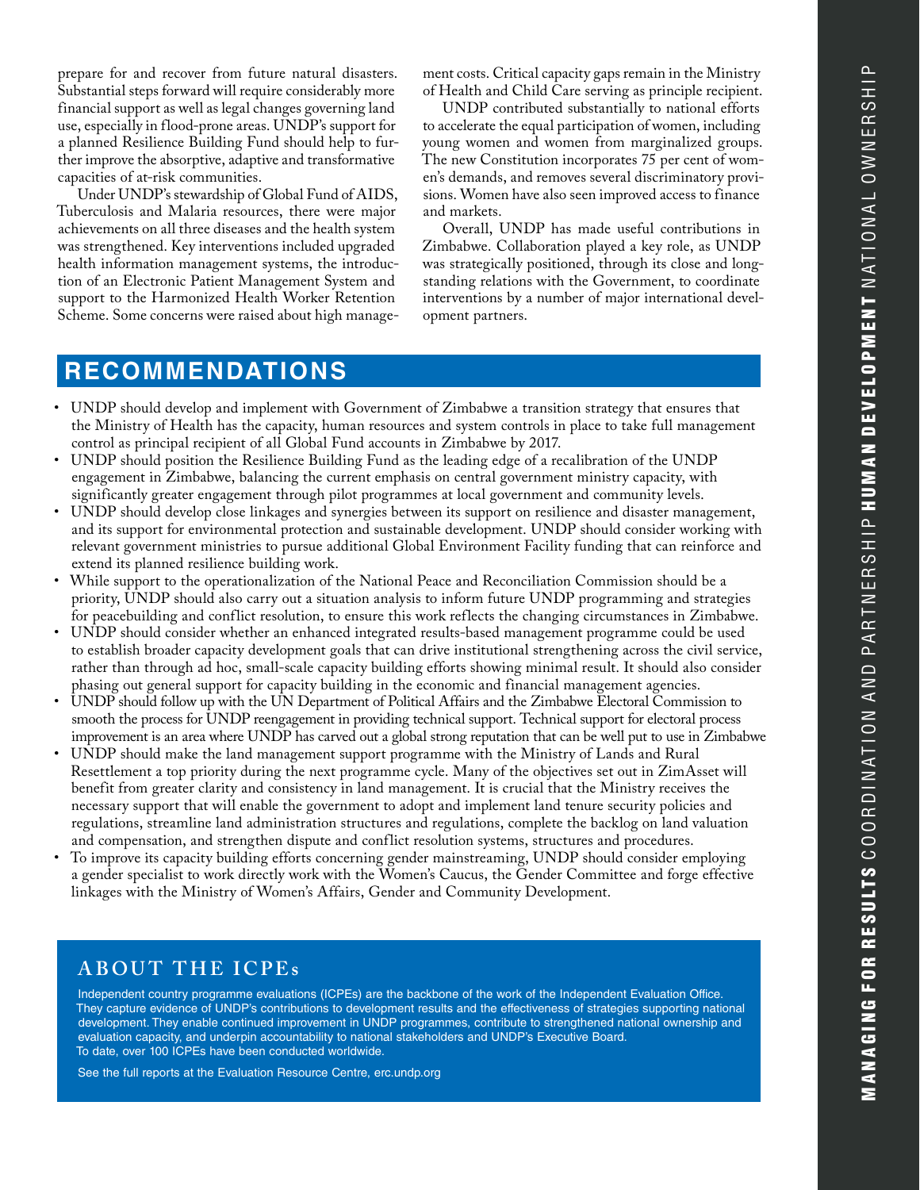prepare for and recover from future natural disasters. Substantial steps forward will require considerably more financial support as well as legal changes governing land use, especially in flood-prone areas. UNDP's support for a planned Resilience Building Fund should help to further improve the absorptive, adaptive and transformative capacities of at-risk communities.

Under UNDP's stewardship of Global Fund of AIDS, Tuberculosis and Malaria resources, there were major achievements on all three diseases and the health system was strengthened. Key interventions included upgraded health information management systems, the introduction of an Electronic Patient Management System and support to the Harmonized Health Worker Retention Scheme. Some concerns were raised about high management costs. Critical capacity gaps remain in the Ministry of Health and Child Care serving as principle recipient.

UNDP contributed substantially to national efforts to accelerate the equal participation of women, including young women and women from marginalized groups. The new Constitution incorporates 75 per cent of women's demands, and removes several discriminatory provisions. Women have also seen improved access to finance and markets.

Overall, UNDP has made useful contributions in Zimbabwe. Collaboration played a key role, as UNDP was strategically positioned, through its close and long-standing relations with the Government, to coordinate interventions by a number of major international development partners.

## RECOMMENDATIONS

- UNDP should develop and implement with Government of Zimbabwe a transition strategy that ensures that the Ministry of Health has the capacity, human resources and system controls in place to take full management control as principal recipient of all Global Fund accounts in Zimbabwe by 2017.
- UNDP should position the Resilience Building Fund as the leading edge of a recalibration of the UNDP engagement in Zimbabwe, balancing the current emphasis on central government ministry capacity, with significantly greater engagement through pilot programmes at local government and community levels.
- UNDP should develop close linkages and synergies between its support on resilience and disaster management, and its support for environmental protection and sustainable development. UNDP should consider working with relevant government ministries to pursue additional Global Environment Facility funding that can reinforce and extend its planned resilience building work.
- While support to the operationalization of the National Peace and Reconciliation Commission should be a priority, UNDP should also carry out a situation analysis to inform future UNDP programming and strategies for peacebuilding and conflict resolution, to ensure this work reflects the changing circumstances in Zimbabwe.
- UNDP should consider whether an enhanced integrated results-based management programme could be used to establish broader capacity development goals that can drive institutional strengthening across the civil service, rather than through ad hoc, small-scale capacity building efforts showing minimal result. It should also consider phasing out general support for capacity building in the economic and financial management agencies.
- UNDP should follow up with the UN Department of Political Affairs and the Zimbabwe Electoral Commission to smooth the process for UNDP reengagement in providing technical support. Technical support for electoral process improvement is an area where UNDP has carved out a global strong reputation that can be well put to use in Zimbabwe
- UNDP should make the land management support programme with the Ministry of Lands and Rural Resettlement a top priority during the next programme cycle. Many of the objectives set out in ZimAsset will benefit from greater clarity and consistency in land management. It is crucial that the Ministry receives the necessary support that will enable the government to adopt and implement land tenure security policies and regulations, streamline land administration structures and regulations, complete the backlog on land valuation and compensation, and strengthen dispute and conflict resolution systems, structures and procedures.
- To improve its capacity building efforts concerning gender mainstreaming, UNDP should consider employing a gender specialist to work directly work with the Women's Caucus, the Gender Committee and forge effective linkages with the Ministry of Women's Affairs, Gender and Community Development.

## ABOUT THE ICPEs

Independent country programme evaluations (ICPEs) are the backbone of the work of the Independent Evaluation Office. They capture evidence of UNDP's contributions to development results and the effectiveness of strategies supporting national development. They enable continued improvement in UNDP programmes, contribute to strengthened national ownership and evaluation capacity, and underpin accountability to national stakeholders and UNDP's Executive Board. To date, over 100 ICPEs have been conducted worldwide.

See the full reports at the Evaluation Resource Centre, erc.undp.org